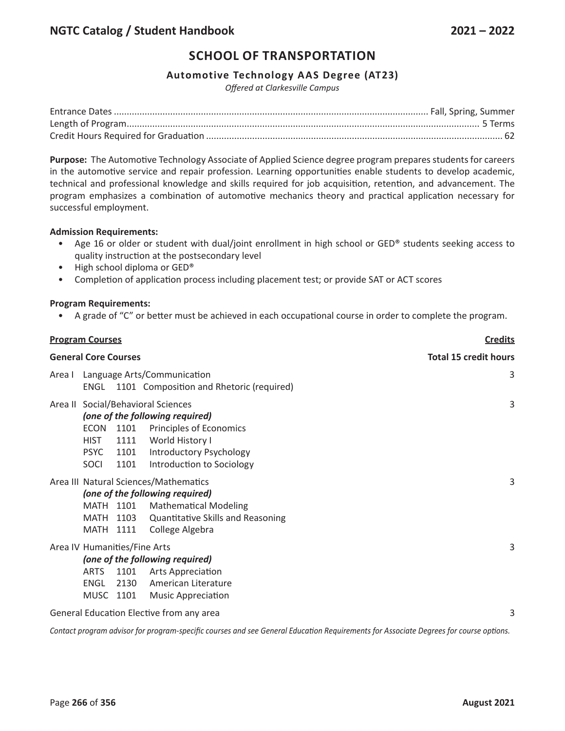## SCHOOL OF TRANSPORTATION

### Automotive Technology AAS Degree (AT23)

*Offered at Clarkesville Campus*

| | |
|---|---|
| Entrance Dates | Fall, Spring, Summer |
| Length of Program | 5 Terms |
| Credit Hours Required for Graduation | 62 |

**Purpose:** The Automotive Technology Associate of Applied Science degree program prepares students for careers in the automotive service and repair profession. Learning opportunities enable students to develop academic, technical and professional knowledge and skills required for job acquisition, retention, and advancement. The program emphasizes a combination of automotive mechanics theory and practical application necessary for successful employment.

**Admission Requirements:**

- Age 16 or older or student with dual/joint enrollment in high school or GED® students seeking access to quality instruction at the postsecondary level
- High school diploma or GED®
- Completion of application process including placement test; or provide SAT or ACT scores

**Program Requirements:**

- A grade of "C" or better must be achieved in each occupational course in order to complete the program.

| **Program Courses** | **Credits** |
|---|---|
| **General Core Courses** | **Total 15 credit hours** |
| Area I Language Arts/Communication<br>ENGL 1101 Composition and Rhetoric (required) | 3 |
| Area II Social/Behavioral Sciences<br>*(one of the following required)*<br>ECON 1101 Principles of Economics<br>HIST 1111 World History I<br>PSYC 1101 Introductory Psychology<br>SOCI 1101 Introduction to Sociology | 3 |
| Area III Natural Sciences/Mathematics<br>*(one of the following required)*<br>MATH 1101 Mathematical Modeling<br>MATH 1103 Quantitative Skills and Reasoning<br>MATH 1111 College Algebra | 3 |
| Area IV Humanities/Fine Arts<br>*(one of the following required)*<br>ARTS 1101 Arts Appreciation<br>ENGL 2130 American Literature<br>MUSC 1101 Music Appreciation | 3 |
| General Education Elective from any area | 3 |

*Contact program advisor for program-specific courses and see General Education Requirements for Associate Degrees for course options.*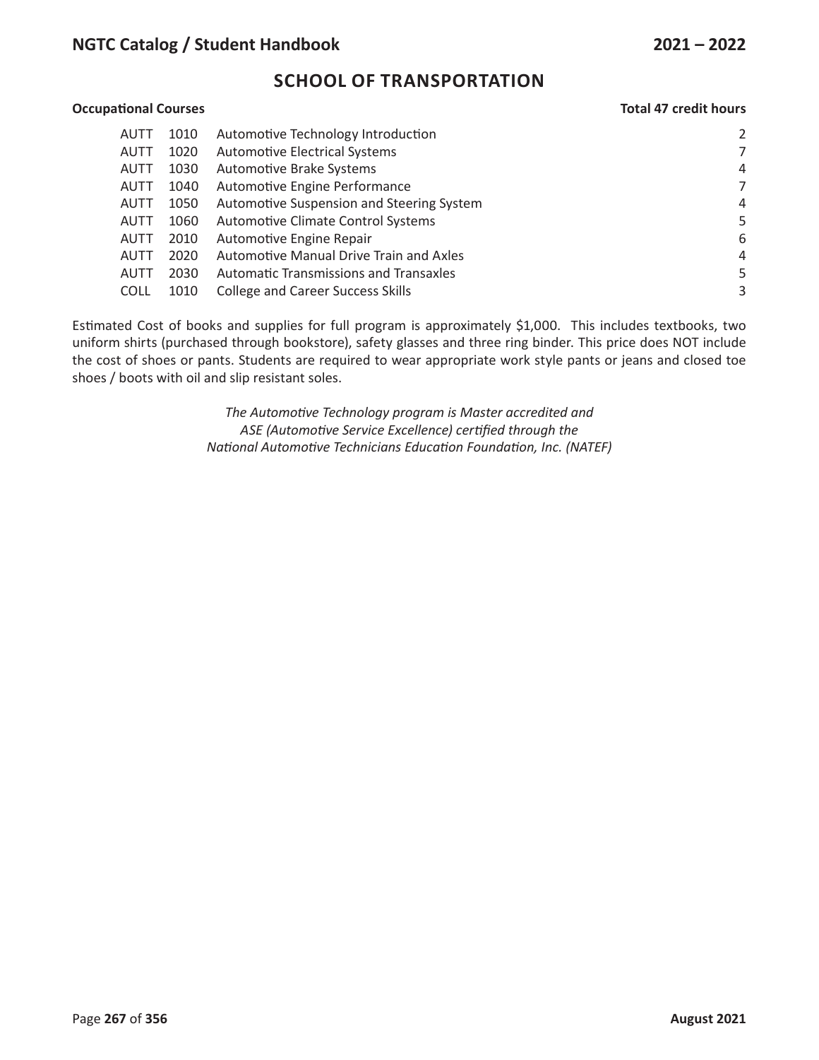## SCHOOL OF TRANSPORTATION

**Occupational Courses** **Total 47 credit hours**

| | | | |
|---|---|---|---|
| AUTT | 1010 | Automotive Technology Introduction | 2 |
| AUTT | 1020 | Automotive Electrical Systems | 7 |
| AUTT | 1030 | Automotive Brake Systems | 4 |
| AUTT | 1040 | Automotive Engine Performance | 7 |
| AUTT | 1050 | Automotive Suspension and Steering System | 4 |
| AUTT | 1060 | Automotive Climate Control Systems | 5 |
| AUTT | 2010 | Automotive Engine Repair | 6 |
| AUTT | 2020 | Automotive Manual Drive Train and Axles | 4 |
| AUTT | 2030 | Automatic Transmissions and Transaxles | 5 |
| COLL | 1010 | College and Career Success Skills | 3 |

Estimated Cost of books and supplies for full program is approximately $1,000. This includes textbooks, two uniform shirts (purchased through bookstore), safety glasses and three ring binder. This price does NOT include the cost of shoes or pants. Students are required to wear appropriate work style pants or jeans and closed toe shoes / boots with oil and slip resistant soles.

*The Automotive Technology program is Master accredited and ASE (Automotive Service Excellence) certified through the National Automotive Technicians Education Foundation, Inc. (NATEF)*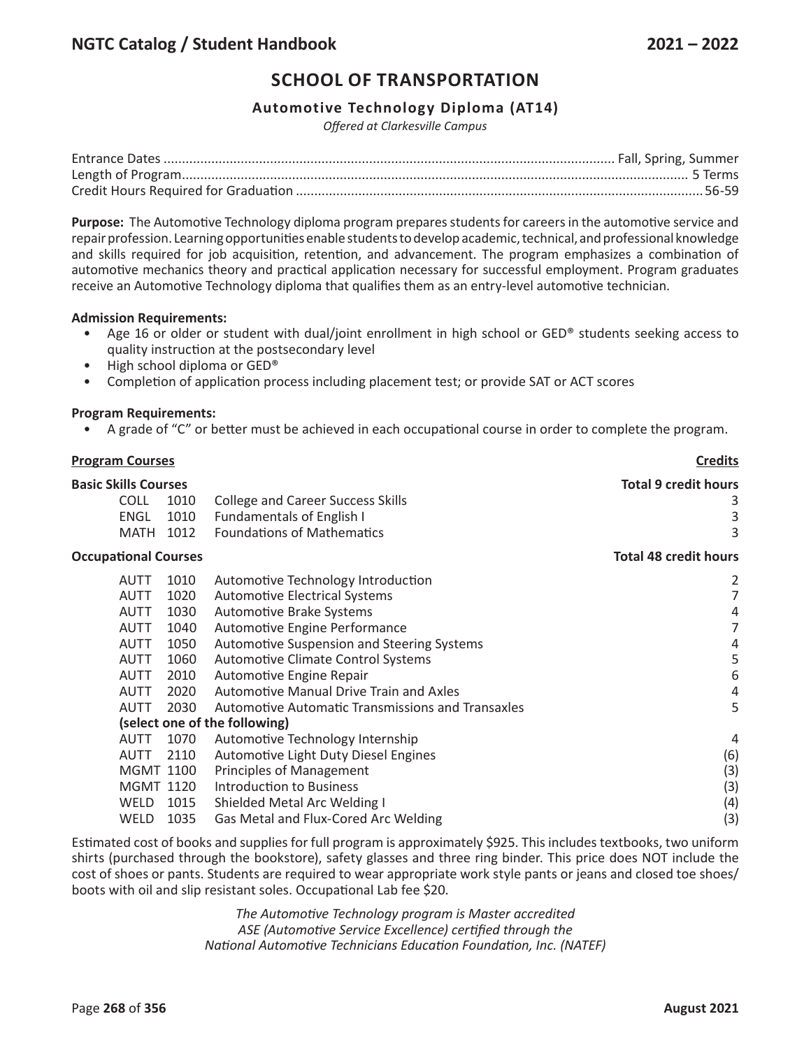## SCHOOL OF TRANSPORTATION

### Automotive Technology Diploma (AT14)

*Offered at Clarkesville Campus*

| | |
|---|---|
| Entrance Dates | Fall, Spring, Summer |
| Length of Program | 5 Terms |
| Credit Hours Required for Graduation | 56-59 |

**Purpose:** The Automotive Technology diploma program prepares students for careers in the automotive service and repair profession. Learning opportunities enable students to develop academic, technical, and professional knowledge and skills required for job acquisition, retention, and advancement. The program emphasizes a combination of automotive mechanics theory and practical application necessary for successful employment. Program graduates receive an Automotive Technology diploma that qualifies them as an entry-level automotive technician.

**Admission Requirements:**

- Age 16 or older or student with dual/joint enrollment in high school or GED® students seeking access to quality instruction at the postsecondary level
- High school diploma or GED®
- Completion of application process including placement test; or provide SAT or ACT scores

**Program Requirements:**

- A grade of "C" or better must be achieved in each occupational course in order to complete the program.

| **Program Courses** | | | **Credits** |
|---|---|---|---|
| **Basic Skills Courses** | | | **Total 9 credit hours** |
| COLL | 1010 | College and Career Success Skills | 3 |
| ENGL | 1010 | Fundamentals of English I | 3 |
| MATH | 1012 | Foundations of Mathematics | 3 |
| **Occupational Courses** | | | **Total 48 credit hours** |
| AUTT | 1010 | Automotive Technology Introduction | 2 |
| AUTT | 1020 | Automotive Electrical Systems | 7 |
| AUTT | 1030 | Automotive Brake Systems | 4 |
| AUTT | 1040 | Automotive Engine Performance | 7 |
| AUTT | 1050 | Automotive Suspension and Steering Systems | 4 |
| AUTT | 1060 | Automotive Climate Control Systems | 5 |
| AUTT | 2010 | Automotive Engine Repair | 6 |
| AUTT | 2020 | Automotive Manual Drive Train and Axles | 4 |
| AUTT | 2030 | Automotive Automatic Transmissions and Transaxles | 5 |
| **(select one of the following)** | | | |
| AUTT | 1070 | Automotive Technology Internship | 4 |
| AUTT | 2110 | Automotive Light Duty Diesel Engines | (6) |
| MGMT | 1100 | Principles of Management | (3) |
| MGMT | 1120 | Introduction to Business | (3) |
| WELD | 1015 | Shielded Metal Arc Welding I | (4) |
| WELD | 1035 | Gas Metal and Flux-Cored Arc Welding | (3) |

Estimated cost of books and supplies for full program is approximately $925. This includes textbooks, two uniform shirts (purchased through the bookstore), safety glasses and three ring binder. This price does NOT include the cost of shoes or pants. Students are required to wear appropriate work style pants or jeans and closed toe shoes/boots with oil and slip resistant soles. Occupational Lab fee $20.

*The Automotive Technology program is Master accredited*
*ASE (Automotive Service Excellence) certified through the*
*National Automotive Technicians Education Foundation, Inc. (NATEF)*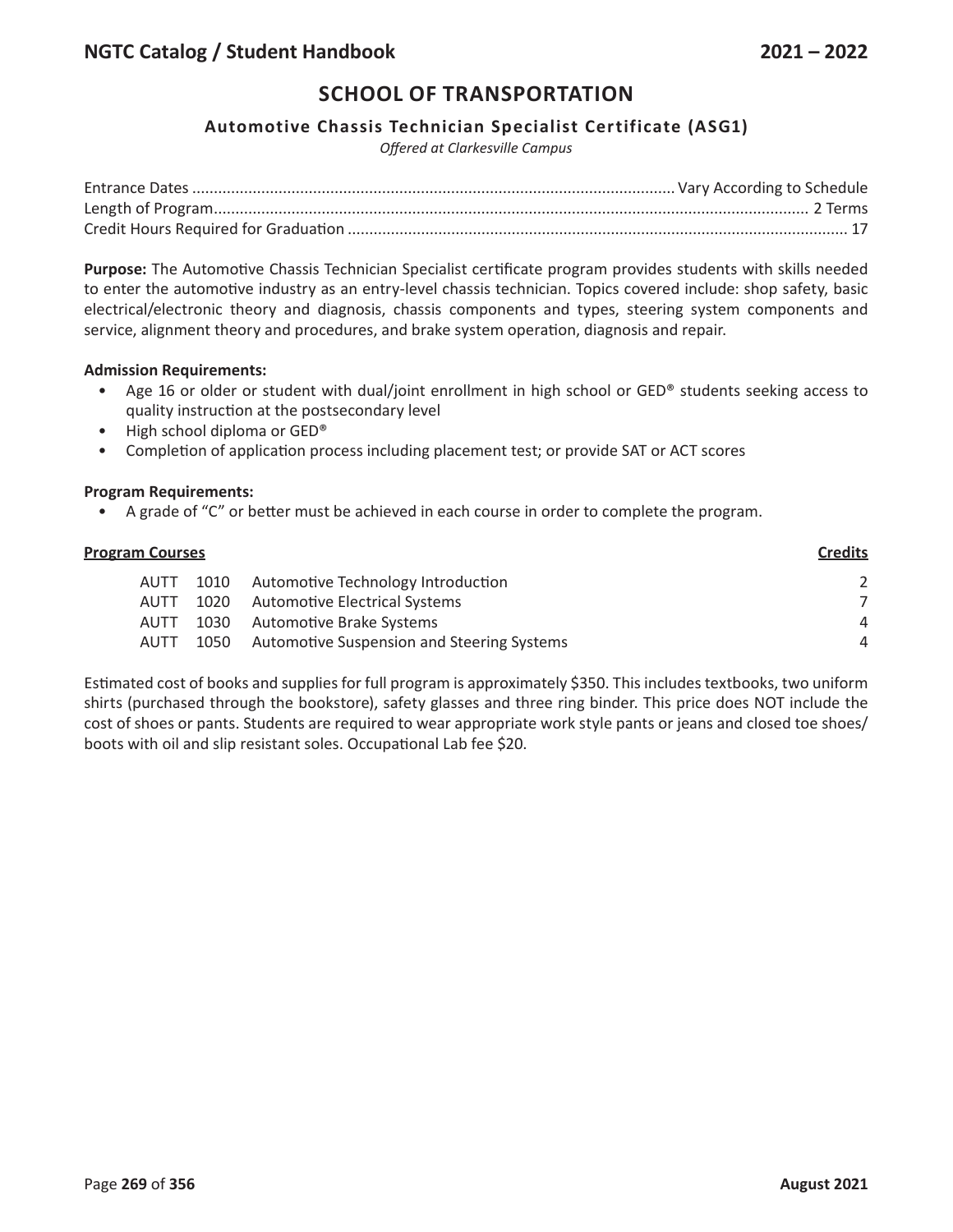# SCHOOL OF TRANSPORTATION

## Automotive Chassis Technician Specialist Certificate (ASG1)

*Offered at Clarkesville Campus*

Entrance Dates .............................................. Vary According to Schedule
Length of Program .............................................. 2 Terms
Credit Hours Required for Graduation .............................................. 17

**Purpose:** The Automotive Chassis Technician Specialist certificate program provides students with skills needed to enter the automotive industry as an entry-level chassis technician. Topics covered include: shop safety, basic electrical/electronic theory and diagnosis, chassis components and types, steering system components and service, alignment theory and procedures, and brake system operation, diagnosis and repair.

**Admission Requirements:**

- Age 16 or older or student with dual/joint enrollment in high school or GED® students seeking access to quality instruction at the postsecondary level
- High school diploma or GED®
- Completion of application process including placement test; or provide SAT or ACT scores

**Program Requirements:**

- A grade of "C" or better must be achieved in each course in order to complete the program.

| Program Courses | | | Credits |
|---|---|---|---|
| AUTT | 1010 | Automotive Technology Introduction | 2 |
| AUTT | 1020 | Automotive Electrical Systems | 7 |
| AUTT | 1030 | Automotive Brake Systems | 4 |
| AUTT | 1050 | Automotive Suspension and Steering Systems | 4 |

Estimated cost of books and supplies for full program is approximately $350. This includes textbooks, two uniform shirts (purchased through the bookstore), safety glasses and three ring binder. This price does NOT include the cost of shoes or pants. Students are required to wear appropriate work style pants or jeans and closed toe shoes/boots with oil and slip resistant soles. Occupational Lab fee $20.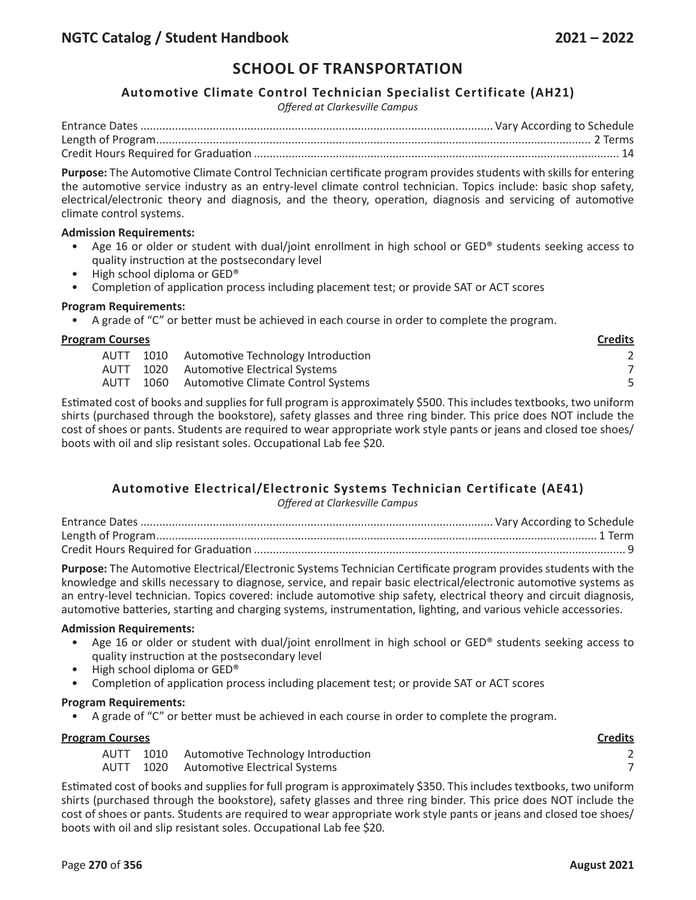## SCHOOL OF TRANSPORTATION

### Automotive Climate Control Technician Specialist Certificate (AH21)

*Offered at Clarkesville Campus*

Entrance Dates ............................................................ Vary According to Schedule
Length of Program ............................................................ 2 Terms
Credit Hours Required for Graduation ............................................................ 14

**Purpose:** The Automotive Climate Control Technician certificate program provides students with skills for entering the automotive service industry as an entry-level climate control technician. Topics include: basic shop safety, electrical/electronic theory and diagnosis, and the theory, operation, diagnosis and servicing of automotive climate control systems.

**Admission Requirements:**

- Age 16 or older or student with dual/joint enrollment in high school or GED® students seeking access to quality instruction at the postsecondary level
- High school diploma or GED®
- Completion of application process including placement test; or provide SAT or ACT scores

**Program Requirements:**

- A grade of "C" or better must be achieved in each course in order to complete the program.

| Program Courses | | | Credits |
|---|---|---|---|
| AUTT | 1010 | Automotive Technology Introduction | 2 |
| AUTT | 1020 | Automotive Electrical Systems | 7 |
| AUTT | 1060 | Automotive Climate Control Systems | 5 |

Estimated cost of books and supplies for full program is approximately $500. This includes textbooks, two uniform shirts (purchased through the bookstore), safety glasses and three ring binder. This price does NOT include the cost of shoes or pants. Students are required to wear appropriate work style pants or jeans and closed toe shoes/boots with oil and slip resistant soles. Occupational Lab fee $20.

### Automotive Electrical/Electronic Systems Technician Certificate (AE41)

*Offered at Clarkesville Campus*

Entrance Dates ............................................................ Vary According to Schedule
Length of Program ............................................................ 1 Term
Credit Hours Required for Graduation ............................................................ 9

**Purpose:** The Automotive Electrical/Electronic Systems Technician Certificate program provides students with the knowledge and skills necessary to diagnose, service, and repair basic electrical/electronic automotive systems as an entry-level technician. Topics covered: include automotive ship safety, electrical theory and circuit diagnosis, automotive batteries, starting and charging systems, instrumentation, lighting, and various vehicle accessories.

**Admission Requirements:**

- Age 16 or older or student with dual/joint enrollment in high school or GED® students seeking access to quality instruction at the postsecondary level
- High school diploma or GED®
- Completion of application process including placement test; or provide SAT or ACT scores

**Program Requirements:**

- A grade of "C" or better must be achieved in each course in order to complete the program.

| Program Courses | | | Credits |
|---|---|---|---|
| AUTT | 1010 | Automotive Technology Introduction | 2 |
| AUTT | 1020 | Automotive Electrical Systems | 7 |

Estimated cost of books and supplies for full program is approximately $350. This includes textbooks, two uniform shirts (purchased through the bookstore), safety glasses and three ring binder. This price does NOT include the cost of shoes or pants. Students are required to wear appropriate work style pants or jeans and closed toe shoes/boots with oil and slip resistant soles. Occupational Lab fee $20.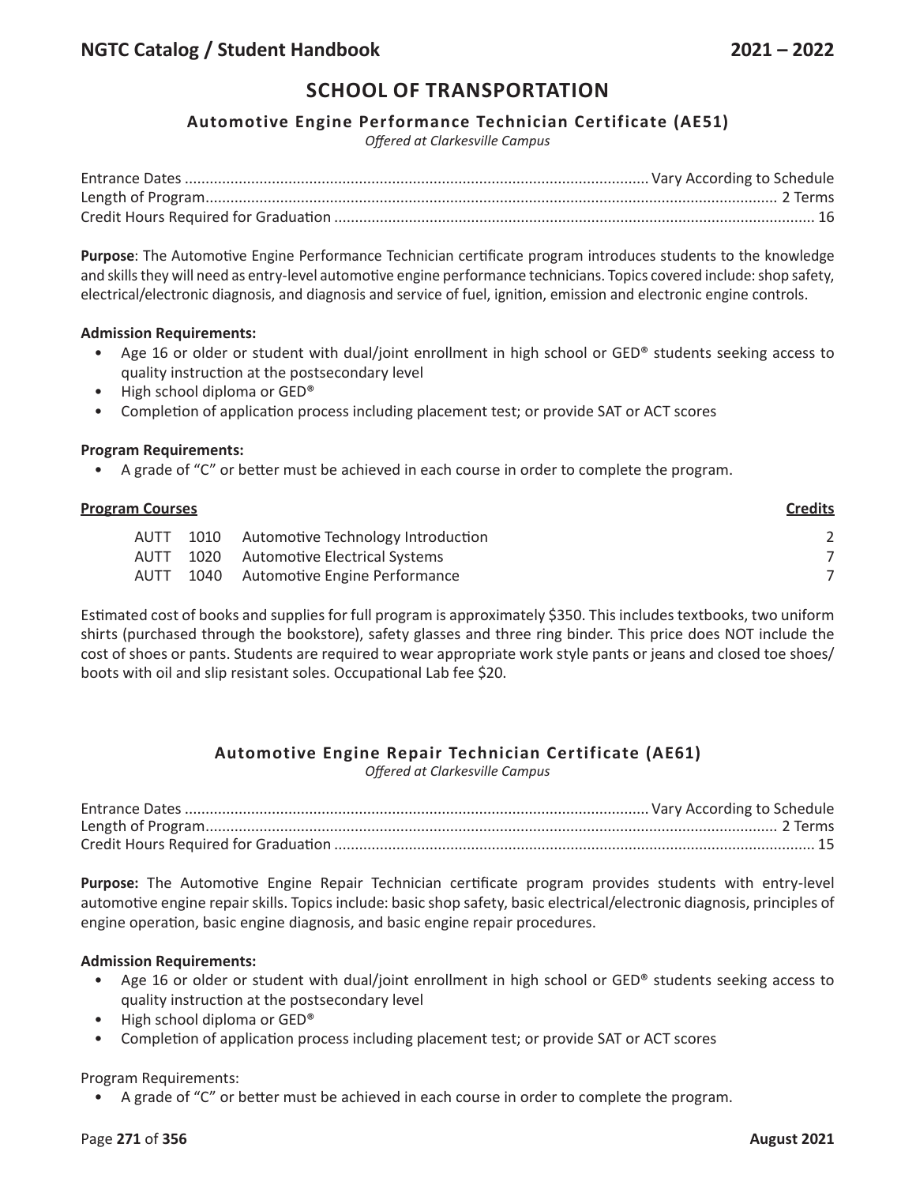## SCHOOL OF TRANSPORTATION

### Automotive Engine Performance Technician Certificate (AE51)

*Offered at Clarkesville Campus*

Entrance Dates .............................. Vary According to Schedule
Length of Program .............................. 2 Terms
Credit Hours Required for Graduation .............................. 16

**Purpose**: The Automotive Engine Performance Technician certificate program introduces students to the knowledge and skills they will need as entry-level automotive engine performance technicians. Topics covered include: shop safety, electrical/electronic diagnosis, and diagnosis and service of fuel, ignition, emission and electronic engine controls.

**Admission Requirements:**

- Age 16 or older or student with dual/joint enrollment in high school or GED® students seeking access to quality instruction at the postsecondary level
- High school diploma or GED®
- Completion of application process including placement test; or provide SAT or ACT scores

**Program Requirements:**

- A grade of "C" or better must be achieved in each course in order to complete the program.

| **Program Courses** | | | **Credits** |
|---|---|---|---|
| AUTT | 1010 | Automotive Technology Introduction | 2 |
| AUTT | 1020 | Automotive Electrical Systems | 7 |
| AUTT | 1040 | Automotive Engine Performance | 7 |

Estimated cost of books and supplies for full program is approximately $350. This includes textbooks, two uniform shirts (purchased through the bookstore), safety glasses and three ring binder. This price does NOT include the cost of shoes or pants. Students are required to wear appropriate work style pants or jeans and closed toe shoes/boots with oil and slip resistant soles. Occupational Lab fee $20.

### Automotive Engine Repair Technician Certificate (AE61)

*Offered at Clarkesville Campus*

Entrance Dates .............................. Vary According to Schedule
Length of Program .............................. 2 Terms
Credit Hours Required for Graduation .............................. 15

**Purpose:** The Automotive Engine Repair Technician certificate program provides students with entry-level automotive engine repair skills. Topics include: basic shop safety, basic electrical/electronic diagnosis, principles of engine operation, basic engine diagnosis, and basic engine repair procedures.

**Admission Requirements:**

- Age 16 or older or student with dual/joint enrollment in high school or GED® students seeking access to quality instruction at the postsecondary level
- High school diploma or GED®
- Completion of application process including placement test; or provide SAT or ACT scores

Program Requirements:

- A grade of "C" or better must be achieved in each course in order to complete the program.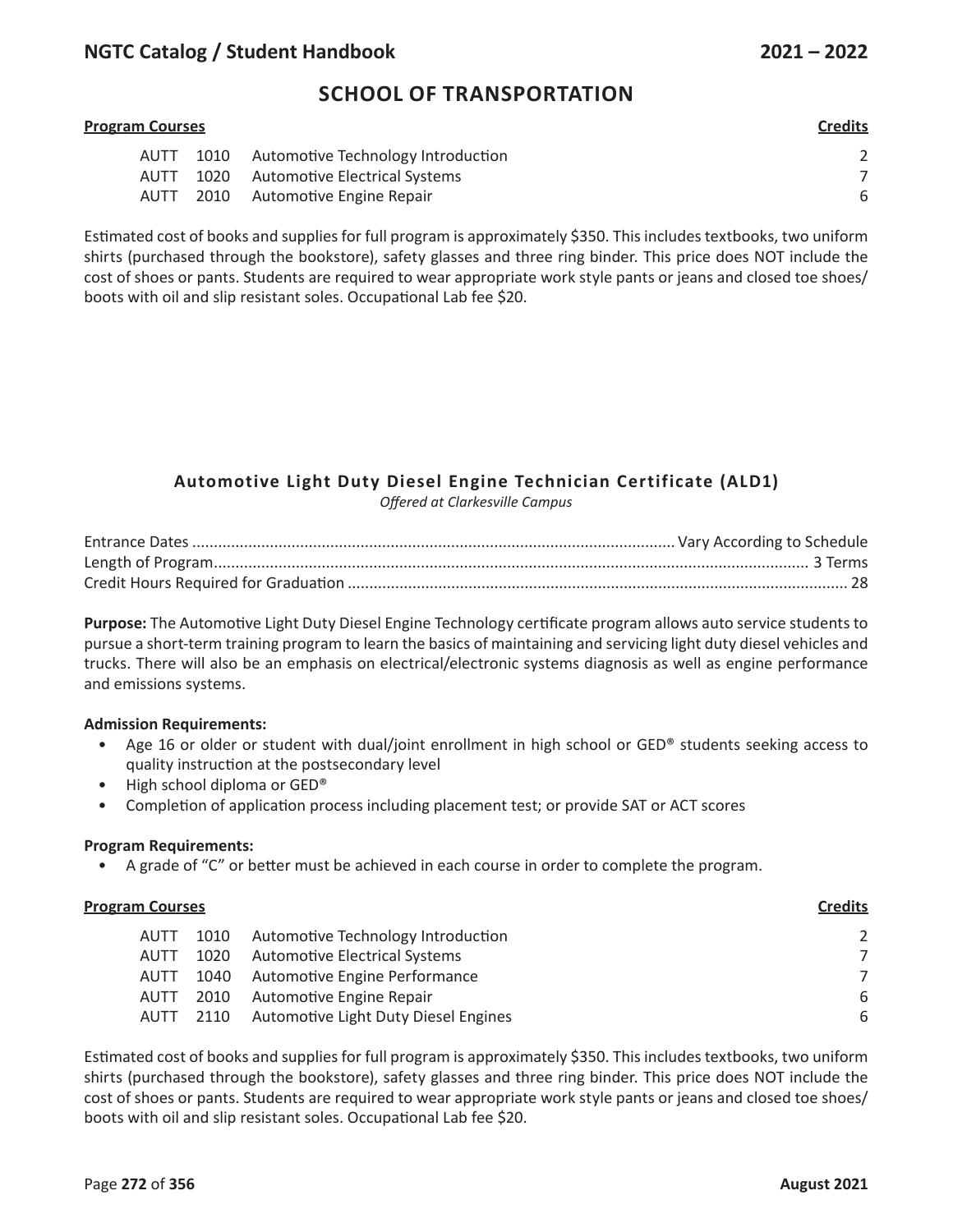## SCHOOL OF TRANSPORTATION

| Program Courses | | | Credits |
|---|---|---|---|
| AUTT | 1010 | Automotive Technology Introduction | 2 |
| AUTT | 1020 | Automotive Electrical Systems | 7 |
| AUTT | 2010 | Automotive Engine Repair | 6 |

Estimated cost of books and supplies for full program is approximately $350. This includes textbooks, two uniform shirts (purchased through the bookstore), safety glasses and three ring binder. This price does NOT include the cost of shoes or pants. Students are required to wear appropriate work style pants or jeans and closed toe shoes/boots with oil and slip resistant soles. Occupational Lab fee $20.

### Automotive Light Duty Diesel Engine Technician Certificate (ALD1)

*Offered at Clarkesville Campus*

Entrance Dates .......... Vary According to Schedule
Length of Program .......... 3 Terms
Credit Hours Required for Graduation .......... 28

**Purpose:** The Automotive Light Duty Diesel Engine Technology certificate program allows auto service students to pursue a short-term training program to learn the basics of maintaining and servicing light duty diesel vehicles and trucks. There will also be an emphasis on electrical/electronic systems diagnosis as well as engine performance and emissions systems.

**Admission Requirements:**

- Age 16 or older or student with dual/joint enrollment in high school or GED® students seeking access to quality instruction at the postsecondary level
- High school diploma or GED®
- Completion of application process including placement test; or provide SAT or ACT scores

**Program Requirements:**

- A grade of "C" or better must be achieved in each course in order to complete the program.

| Program Courses | | | Credits |
|---|---|---|---|
| AUTT | 1010 | Automotive Technology Introduction | 2 |
| AUTT | 1020 | Automotive Electrical Systems | 7 |
| AUTT | 1040 | Automotive Engine Performance | 7 |
| AUTT | 2010 | Automotive Engine Repair | 6 |
| AUTT | 2110 | Automotive Light Duty Diesel Engines | 6 |

Estimated cost of books and supplies for full program is approximately $350. This includes textbooks, two uniform shirts (purchased through the bookstore), safety glasses and three ring binder. This price does NOT include the cost of shoes or pants. Students are required to wear appropriate work style pants or jeans and closed toe shoes/boots with oil and slip resistant soles. Occupational Lab fee $20.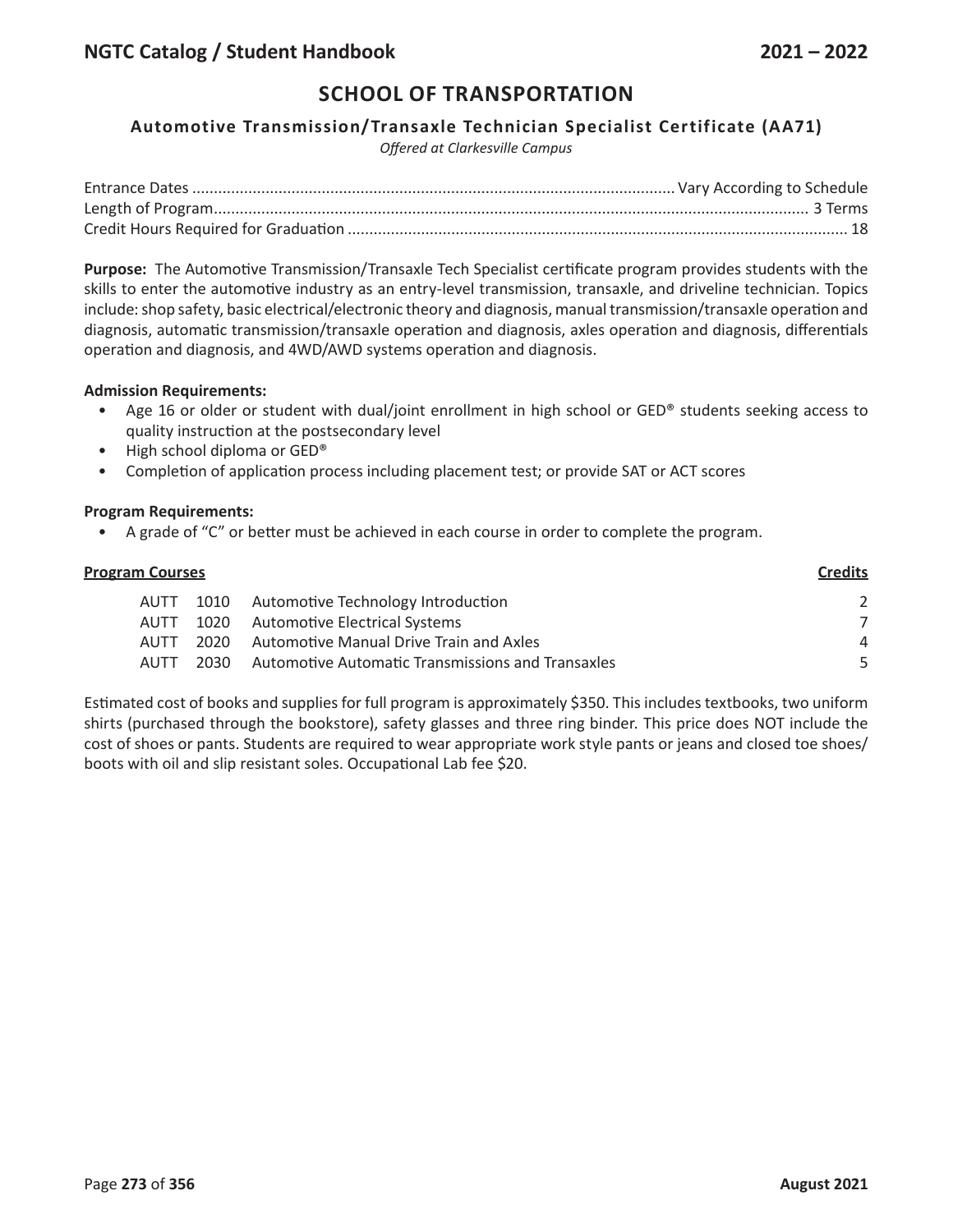## SCHOOL OF TRANSPORTATION

### Automotive Transmission/Transaxle Technician Specialist Certificate (AA71)

*Offered at Clarkesville Campus*

Entrance Dates ............................................................ Vary According to Schedule
Length of Program ............................................................ 3 Terms
Credit Hours Required for Graduation ............................................................ 18

**Purpose:** The Automotive Transmission/Transaxle Tech Specialist certificate program provides students with the skills to enter the automotive industry as an entry-level transmission, transaxle, and driveline technician. Topics include: shop safety, basic electrical/electronic theory and diagnosis, manual transmission/transaxle operation and diagnosis, automatic transmission/transaxle operation and diagnosis, axles operation and diagnosis, differentials operation and diagnosis, and 4WD/AWD systems operation and diagnosis.

**Admission Requirements:**

- Age 16 or older or student with dual/joint enrollment in high school or GED® students seeking access to quality instruction at the postsecondary level
- High school diploma or GED®
- Completion of application process including placement test; or provide SAT or ACT scores

**Program Requirements:**

- A grade of "C" or better must be achieved in each course in order to complete the program.

| **Program Courses** | | | **Credits** |
|---|---|---|---|
| AUTT | 1010 | Automotive Technology Introduction | 2 |
| AUTT | 1020 | Automotive Electrical Systems | 7 |
| AUTT | 2020 | Automotive Manual Drive Train and Axles | 4 |
| AUTT | 2030 | Automotive Automatic Transmissions and Transaxles | 5 |

Estimated cost of books and supplies for full program is approximately $350. This includes textbooks, two uniform shirts (purchased through the bookstore), safety glasses and three ring binder. This price does NOT include the cost of shoes or pants. Students are required to wear appropriate work style pants or jeans and closed toe shoes/boots with oil and slip resistant soles. Occupational Lab fee $20.